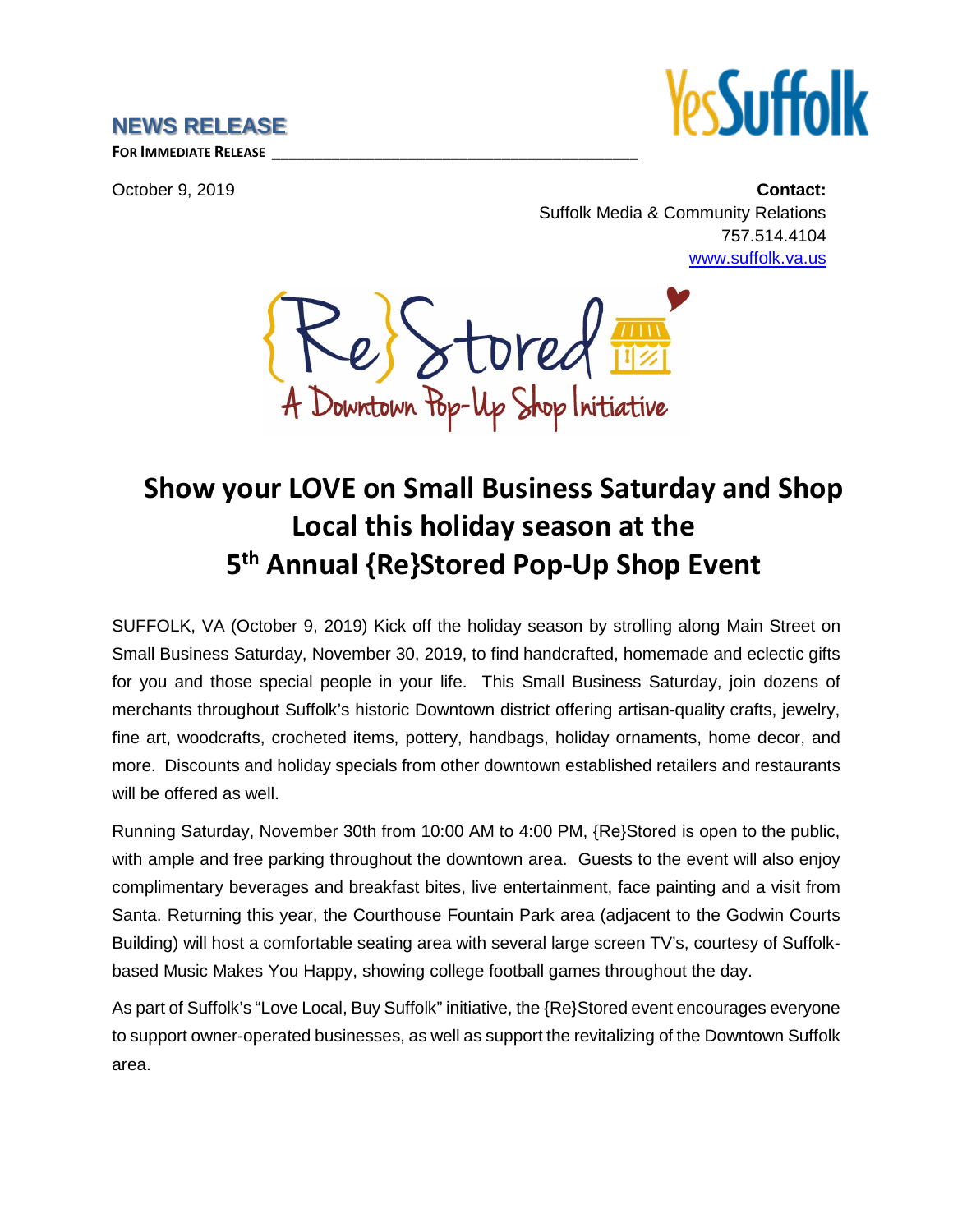**NEWS RELEASE**

FOR IMMEDIATE RELEASE

October 9, 2019

**Contact:**
Suffolk Media & Community Relations
757.514.4104
www.suffolk.va.us

{Re}Stored
A Downtown Pop-Up Shop Initiative

# Show your LOVE on Small Business Saturday and Shop Local this holiday season at the 5th Annual {Re}Stored Pop-Up Shop Event

SUFFOLK, VA (October 9, 2019) Kick off the holiday season by strolling along Main Street on Small Business Saturday, November 30, 2019, to find handcrafted, homemade and eclectic gifts for you and those special people in your life. This Small Business Saturday, join dozens of merchants throughout Suffolk's historic Downtown district offering artisan-quality crafts, jewelry, fine art, woodcrafts, crocheted items, pottery, handbags, holiday ornaments, home decor, and more. Discounts and holiday specials from other downtown established retailers and restaurants will be offered as well.

Running Saturday, November 30th from 10:00 AM to 4:00 PM, {Re}Stored is open to the public, with ample and free parking throughout the downtown area. Guests to the event will also enjoy complimentary beverages and breakfast bites, live entertainment, face painting and a visit from Santa. Returning this year, the Courthouse Fountain Park area (adjacent to the Godwin Courts Building) will host a comfortable seating area with several large screen TV's, courtesy of Suffolk-based Music Makes You Happy, showing college football games throughout the day.

As part of Suffolk's "Love Local, Buy Suffolk" initiative, the {Re}Stored event encourages everyone to support owner-operated businesses, as well as support the revitalizing of the Downtown Suffolk area.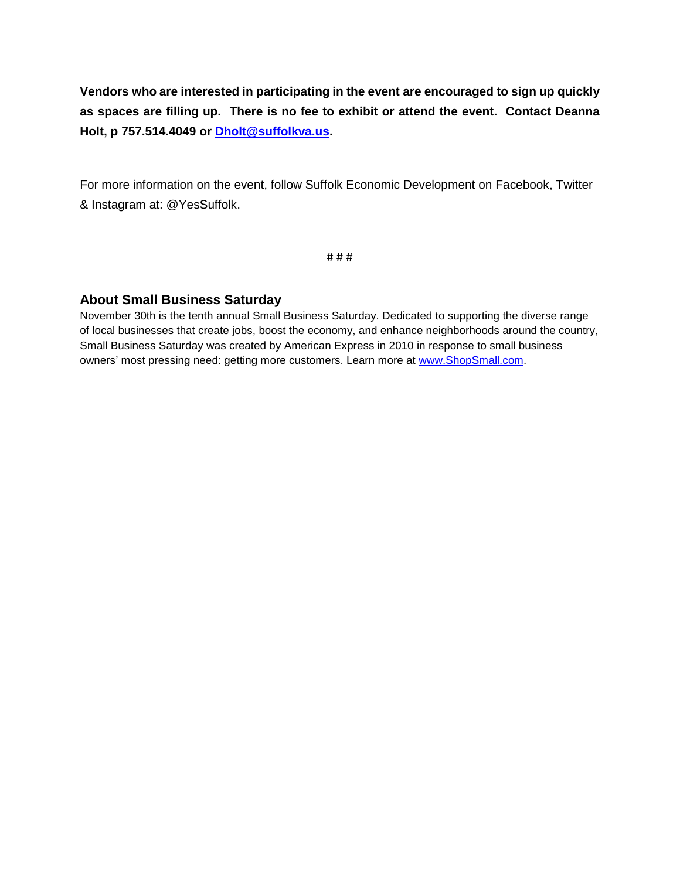**Vendors who are interested in participating in the event are encouraged to sign up quickly as spaces are filling up. There is no fee to exhibit or attend the event. Contact Deanna Holt, p 757.514.4049 or Dholt@suffolkva.us.**

For more information on the event, follow Suffolk Economic Development on Facebook, Twitter & Instagram at: @YesSuffolk.

# # #

### About Small Business Saturday

November 30th is the tenth annual Small Business Saturday. Dedicated to supporting the diverse range of local businesses that create jobs, boost the economy, and enhance neighborhoods around the country, Small Business Saturday was created by American Express in 2010 in response to small business owners' most pressing need: getting more customers. Learn more at www.ShopSmall.com.